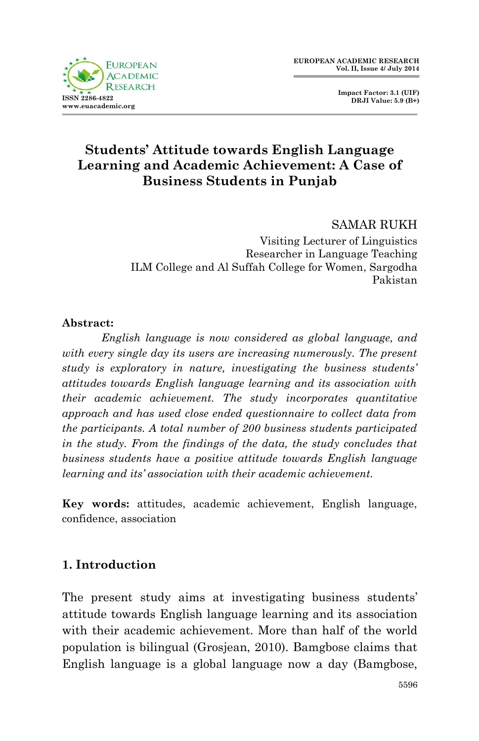# Students' Attitude towards English Language Learning and Academic Achievement: A Case of Business Students in Punjab

SAMAR RUKH
Visiting Lecturer of Linguistics
Researcher in Language Teaching
ILM College and Al Suffah College for Women, Sargodha
Pakistan

**Abstract:**

*English language is now considered as global language, and with every single day its users are increasing numerously. The present study is exploratory in nature, investigating the business students' attitudes towards English language learning and its association with their academic achievement. The study incorporates quantitative approach and has used close ended questionnaire to collect data from the participants. A total number of 200 business students participated in the study. From the findings of the data, the study concludes that business students have a positive attitude towards English language learning and its' association with their academic achievement.*

**Key words:** attitudes, academic achievement, English language, confidence, association

## 1. Introduction

The present study aims at investigating business students' attitude towards English language learning and its association with their academic achievement. More than half of the world population is bilingual (Grosjean, 2010). Bamgbose claims that English language is a global language now a day (Bamgbose,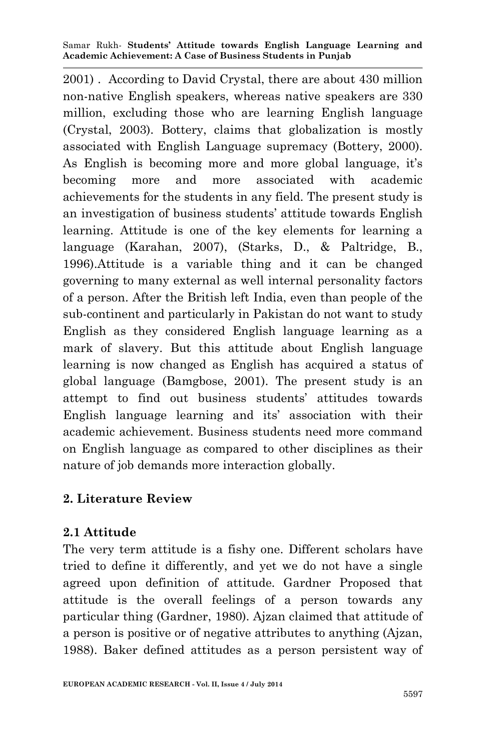2001) . According to David Crystal, there are about 430 million non-native English speakers, whereas native speakers are 330 million, excluding those who are learning English language (Crystal, 2003). Bottery, claims that globalization is mostly associated with English Language supremacy (Bottery, 2000). As English is becoming more and more global language, it's becoming more and more associated with academic achievements for the students in any field. The present study is an investigation of business students' attitude towards English learning. Attitude is one of the key elements for learning a language (Karahan, 2007), (Starks, D., & Paltridge, B., 1996).Attitude is a variable thing and it can be changed governing to many external as well internal personality factors of a person. After the British left India, even than people of the sub-continent and particularly in Pakistan do not want to study English as they considered English language learning as a mark of slavery. But this attitude about English language learning is now changed as English has acquired a status of global language (Bamgbose, 2001). The present study is an attempt to find out business students' attitudes towards English language learning and its' association with their academic achievement. Business students need more command on English language as compared to other disciplines as their nature of job demands more interaction globally.

## 2. Literature Review

### 2.1 Attitude

The very term attitude is a fishy one. Different scholars have tried to define it differently, and yet we do not have a single agreed upon definition of attitude. Gardner Proposed that attitude is the overall feelings of a person towards any particular thing (Gardner, 1980). Ajzan claimed that attitude of a person is positive or of negative attributes to anything (Ajzan, 1988). Baker defined attitudes as a person persistent way of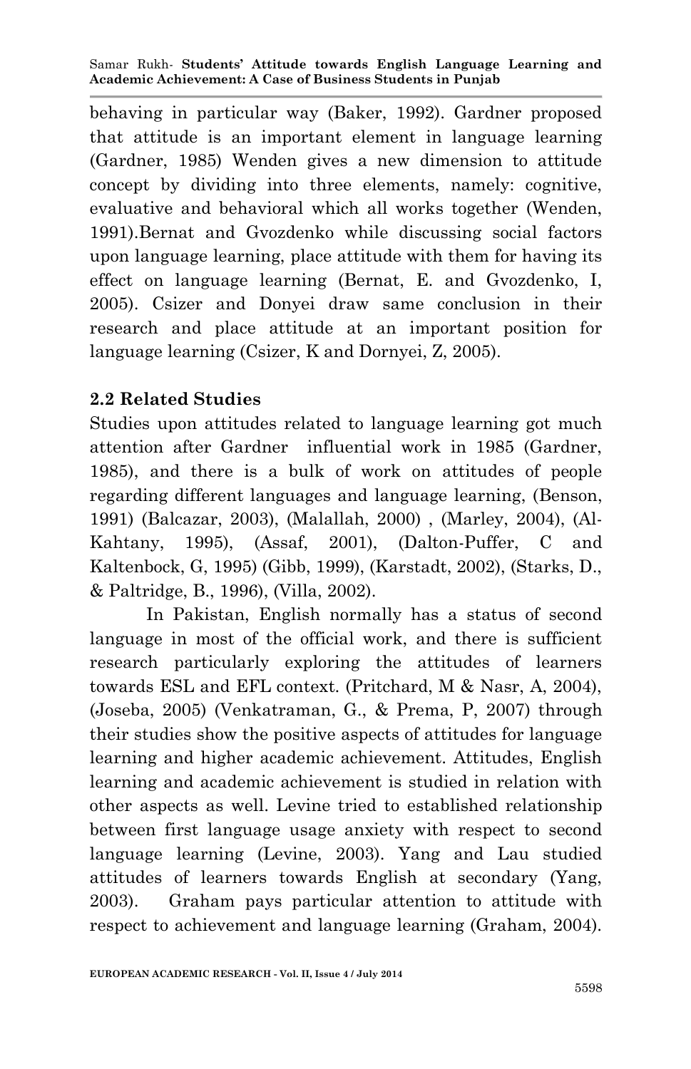behaving in particular way (Baker, 1992). Gardner proposed that attitude is an important element in language learning (Gardner, 1985) Wenden gives a new dimension to attitude concept by dividing into three elements, namely: cognitive, evaluative and behavioral which all works together (Wenden, 1991).Bernat and Gvozdenko while discussing social factors upon language learning, place attitude with them for having its effect on language learning (Bernat, E. and Gvozdenko, I, 2005). Csizer and Donyei draw same conclusion in their research and place attitude at an important position for language learning (Csizer, K and Dornyei, Z, 2005).

## 2.2 Related Studies

Studies upon attitudes related to language learning got much attention after Gardner influential work in 1985 (Gardner, 1985), and there is a bulk of work on attitudes of people regarding different languages and language learning, (Benson, 1991) (Balcazar, 2003), (Malallah, 2000) , (Marley, 2004), (Al-Kahtany, 1995), (Assaf, 2001), (Dalton-Puffer, C and Kaltenbock, G, 1995) (Gibb, 1999), (Karstadt, 2002), (Starks, D., & Paltridge, B., 1996), (Villa, 2002).

In Pakistan, English normally has a status of second language in most of the official work, and there is sufficient research particularly exploring the attitudes of learners towards ESL and EFL context. (Pritchard, M & Nasr, A, 2004), (Joseba, 2005) (Venkatraman, G., & Prema, P, 2007) through their studies show the positive aspects of attitudes for language learning and higher academic achievement. Attitudes, English learning and academic achievement is studied in relation with other aspects as well. Levine tried to established relationship between first language usage anxiety with respect to second language learning (Levine, 2003). Yang and Lau studied attitudes of learners towards English at secondary (Yang, 2003). Graham pays particular attention to attitude with respect to achievement and language learning (Graham, 2004).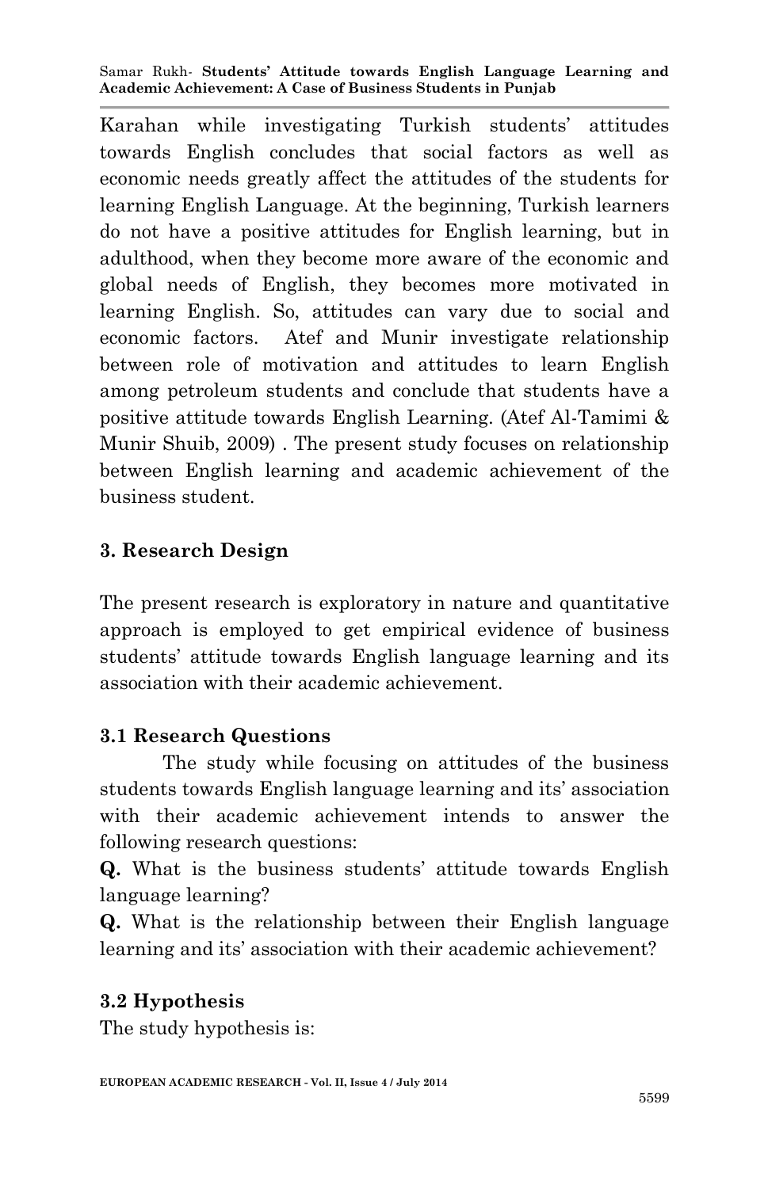Karahan while investigating Turkish students' attitudes towards English concludes that social factors as well as economic needs greatly affect the attitudes of the students for learning English Language. At the beginning, Turkish learners do not have a positive attitudes for English learning, but in adulthood, when they become more aware of the economic and global needs of English, they becomes more motivated in learning English. So, attitudes can vary due to social and economic factors. Atef and Munir investigate relationship between role of motivation and attitudes to learn English among petroleum students and conclude that students have a positive attitude towards English Learning. (Atef Al-Tamimi & Munir Shuib, 2009) . The present study focuses on relationship between English learning and academic achievement of the business student.

## 3. Research Design

The present research is exploratory in nature and quantitative approach is employed to get empirical evidence of business students' attitude towards English language learning and its association with their academic achievement.

### 3.1 Research Questions

The study while focusing on attitudes of the business students towards English language learning and its' association with their academic achievement intends to answer the following research questions:

**Q.** What is the business students' attitude towards English language learning?

**Q.** What is the relationship between their English language learning and its' association with their academic achievement?

### 3.2 Hypothesis

The study hypothesis is: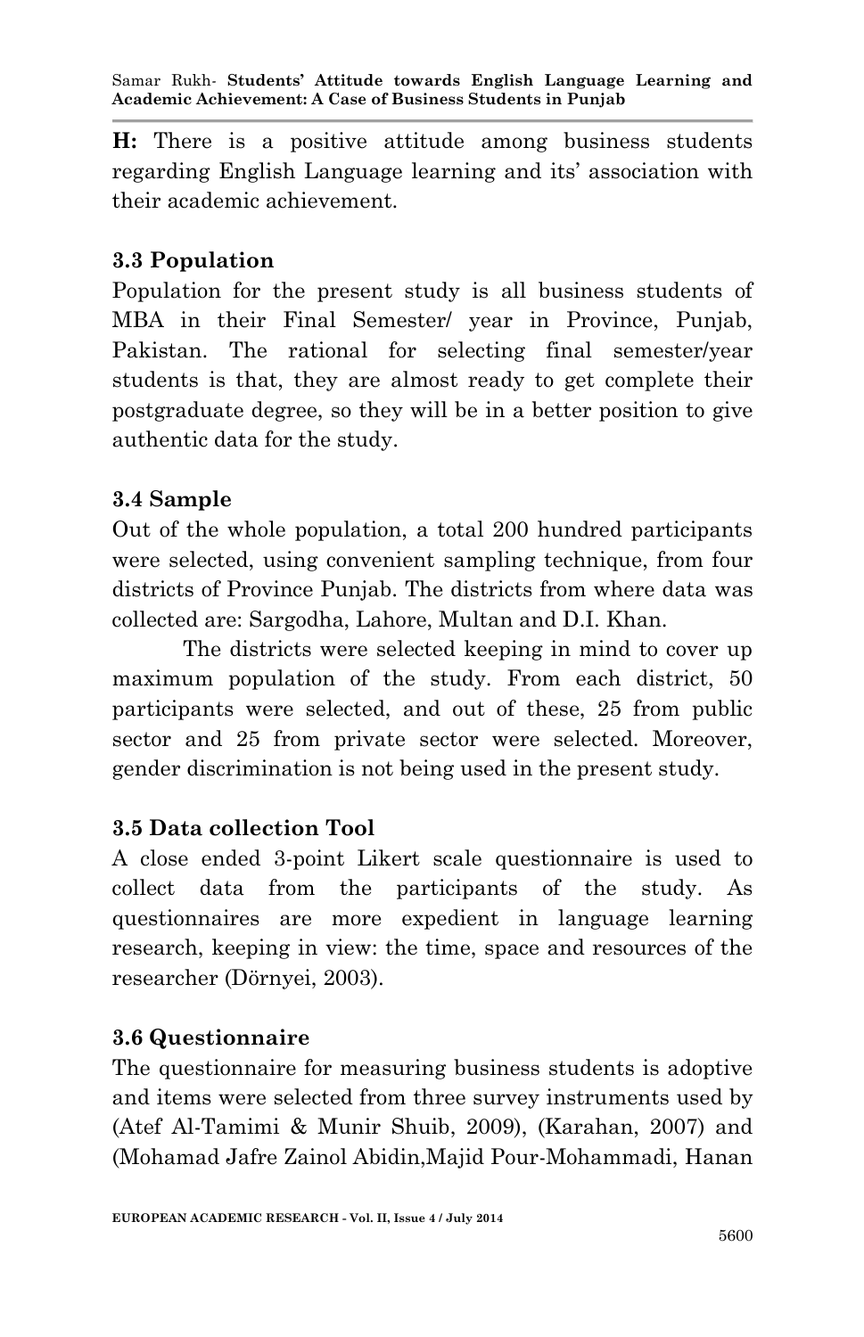**H:** There is a positive attitude among business students regarding English Language learning and its' association with their academic achievement.

### 3.3 Population

Population for the present study is all business students of MBA in their Final Semester/ year in Province, Punjab, Pakistan. The rational for selecting final semester/year students is that, they are almost ready to get complete their postgraduate degree, so they will be in a better position to give authentic data for the study.

### 3.4 Sample

Out of the whole population, a total 200 hundred participants were selected, using convenient sampling technique, from four districts of Province Punjab. The districts from where data was collected are: Sargodha, Lahore, Multan and D.I. Khan.

The districts were selected keeping in mind to cover up maximum population of the study. From each district, 50 participants were selected, and out of these, 25 from public sector and 25 from private sector were selected. Moreover, gender discrimination is not being used in the present study.

### 3.5 Data collection Tool

A close ended 3-point Likert scale questionnaire is used to collect data from the participants of the study. As questionnaires are more expedient in language learning research, keeping in view: the time, space and resources of the researcher (Dörnyei, 2003).

### 3.6 Questionnaire

The questionnaire for measuring business students is adoptive and items were selected from three survey instruments used by (Atef Al-Tamimi & Munir Shuib, 2009), (Karahan, 2007) and (Mohamad Jafre Zainol Abidin,Majid Pour-Mohammadi, Hanan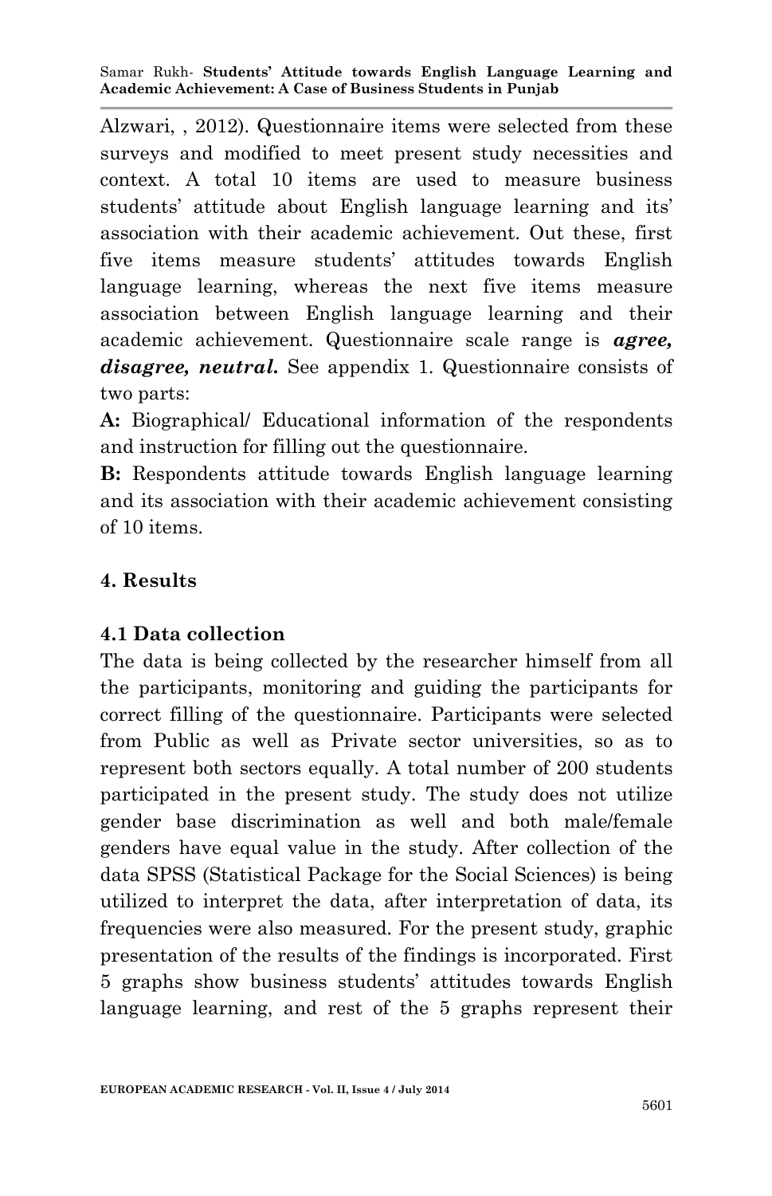Alzwari, , 2012). Questionnaire items were selected from these surveys and modified to meet present study necessities and context. A total 10 items are used to measure business students' attitude about English language learning and its' association with their academic achievement. Out these, first five items measure students' attitudes towards English language learning, whereas the next five items measure association between English language learning and their academic achievement. Questionnaire scale range is ***agree, disagree, neutral.*** See appendix 1. Questionnaire consists of two parts:

**A:** Biographical/ Educational information of the respondents and instruction for filling out the questionnaire.

**B:** Respondents attitude towards English language learning and its association with their academic achievement consisting of 10 items.

## 4. Results

### 4.1 Data collection

The data is being collected by the researcher himself from all the participants, monitoring and guiding the participants for correct filling of the questionnaire. Participants were selected from Public as well as Private sector universities, so as to represent both sectors equally. A total number of 200 students participated in the present study. The study does not utilize gender base discrimination as well and both male/female genders have equal value in the study. After collection of the data SPSS (Statistical Package for the Social Sciences) is being utilized to interpret the data, after interpretation of data, its frequencies were also measured. For the present study, graphic presentation of the results of the findings is incorporated. First 5 graphs show business students' attitudes towards English language learning, and rest of the 5 graphs represent their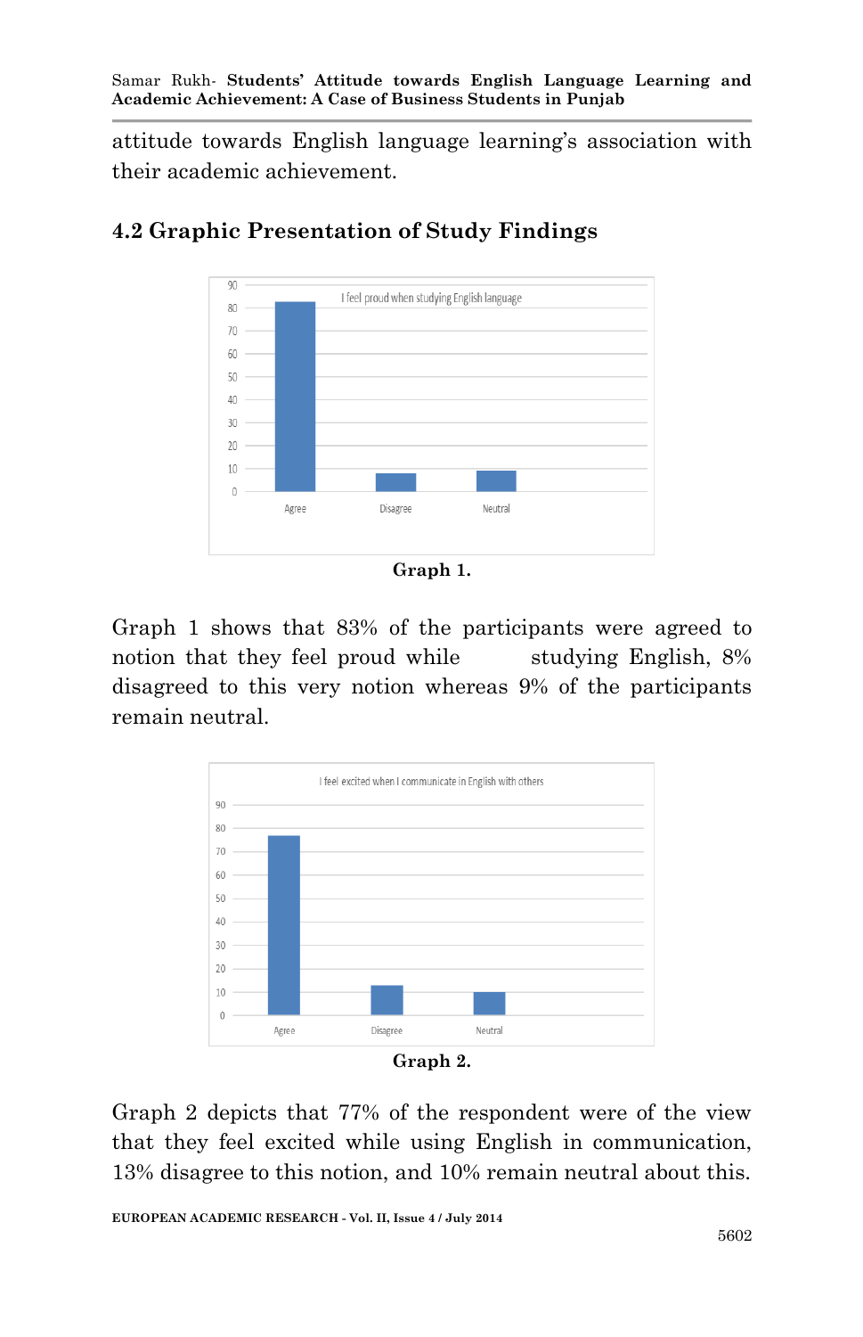attitude towards English language learning's association with their academic achievement.

## 4.2 Graphic Presentation of Study Findings

**Graph 1.**

Graph 1 shows that 83% of the participants were agreed to notion that they feel proud while studying English, 8% disagreed to this very notion whereas 9% of the participants remain neutral.

**Graph 2.**

Graph 2 depicts that 77% of the respondent were of the view that they feel excited while using English in communication, 13% disagree to this notion, and 10% remain neutral about this.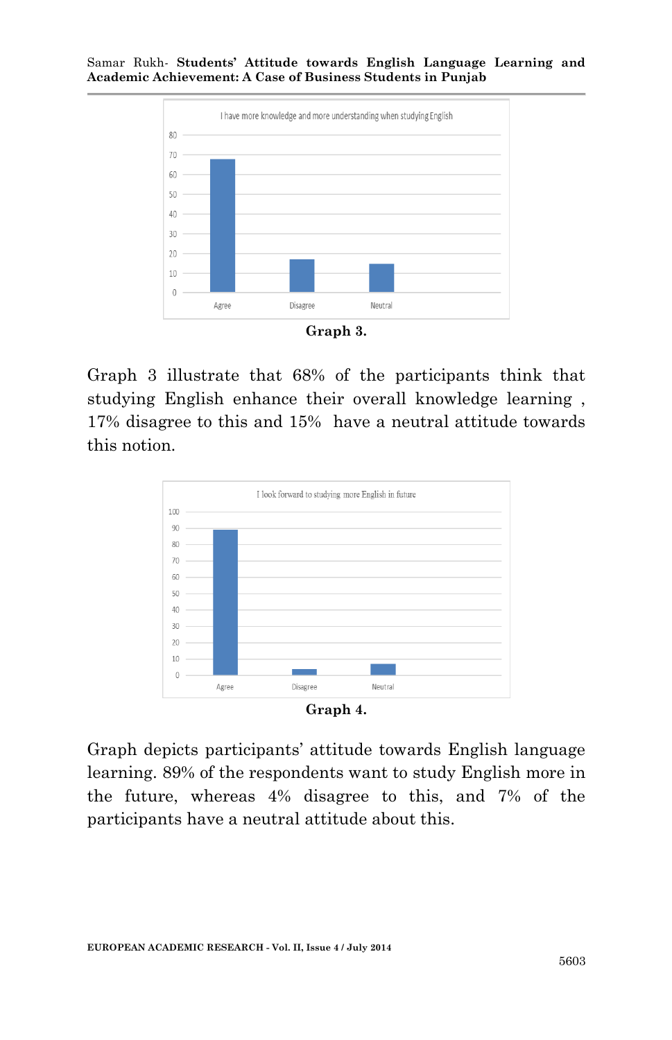**Graph 3.**

Graph 3 illustrate that 68% of the participants think that studying English enhance their overall knowledge learning , 17% disagree to this and 15% have a neutral attitude towards this notion.

**Graph 4.**

Graph depicts participants' attitude towards English language learning. 89% of the respondents want to study English more in the future, whereas 4% disagree to this, and 7% of the participants have a neutral attitude about this.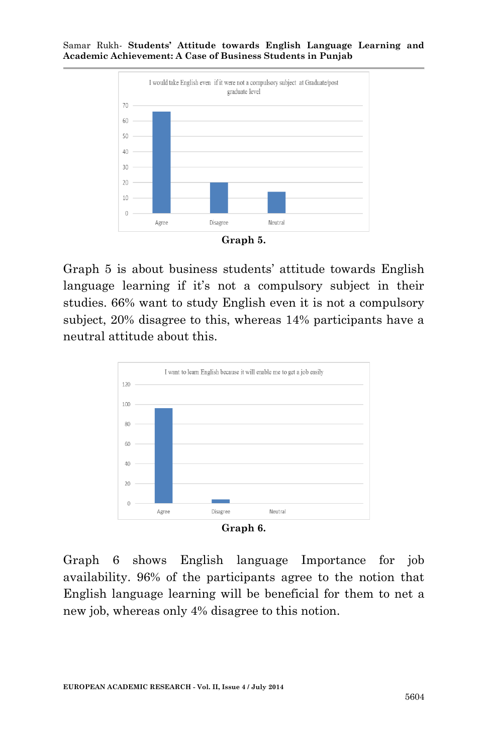Graph 5.

Graph 5 is about business students' attitude towards English language learning if it's not a compulsory subject in their studies. 66% want to study English even it is not a compulsory subject, 20% disagree to this, whereas 14% participants have a neutral attitude about this.

Graph 6.

Graph 6 shows English language Importance for job availability. 96% of the participants agree to the notion that English language learning will be beneficial for them to net a new job, whereas only 4% disagree to this notion.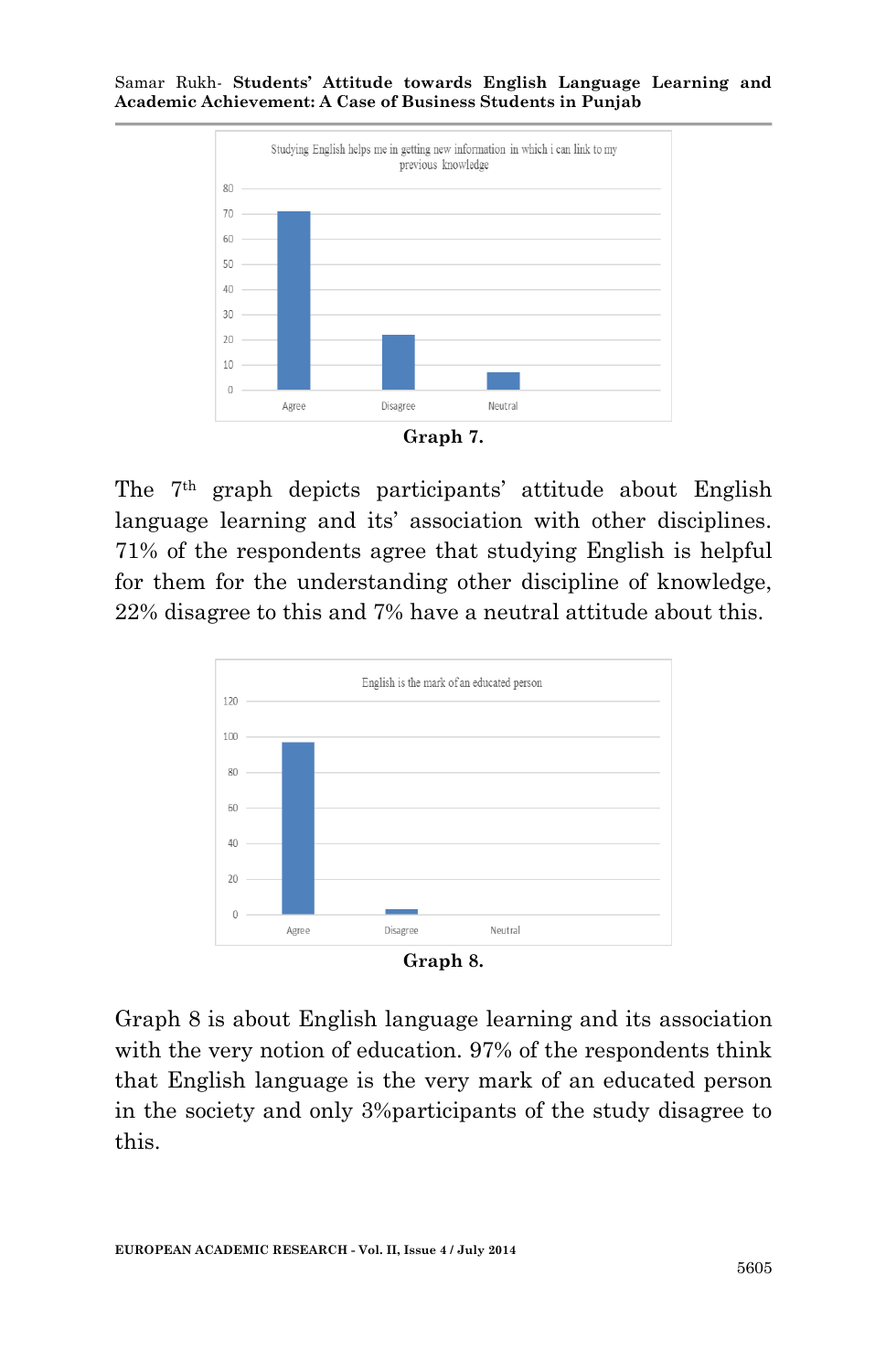**Graph 7.**

The 7th graph depicts participants' attitude about English language learning and its' association with other disciplines. 71% of the respondents agree that studying English is helpful for them for the understanding other discipline of knowledge, 22% disagree to this and 7% have a neutral attitude about this.

**Graph 8.**

Graph 8 is about English language learning and its association with the very notion of education. 97% of the respondents think that English language is the very mark of an educated person in the society and only 3%participants of the study disagree to this.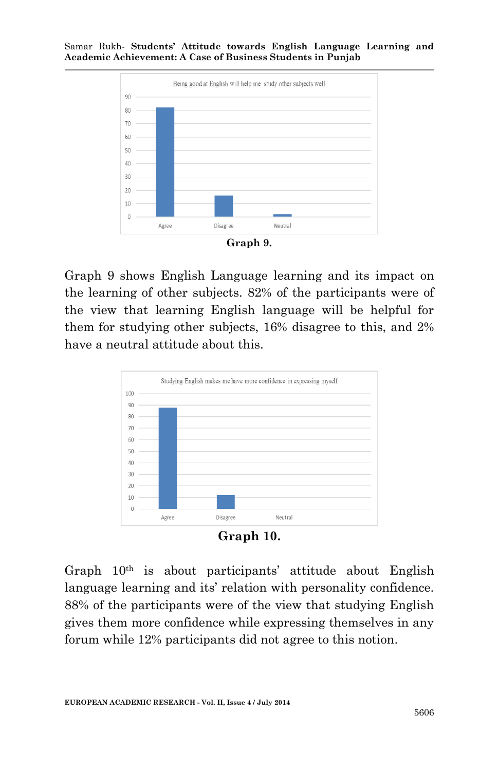**Graph 9.**

Graph 9 shows English Language learning and its impact on the learning of other subjects. 82% of the participants were of the view that learning English language will be helpful for them for studying other subjects, 16% disagree to this, and 2% have a neutral attitude about this.

**Graph 10.**

Graph 10th is about participants' attitude about English language learning and its' relation with personality confidence. 88% of the participants were of the view that studying English gives them more confidence while expressing themselves in any forum while 12% participants did not agree to this notion.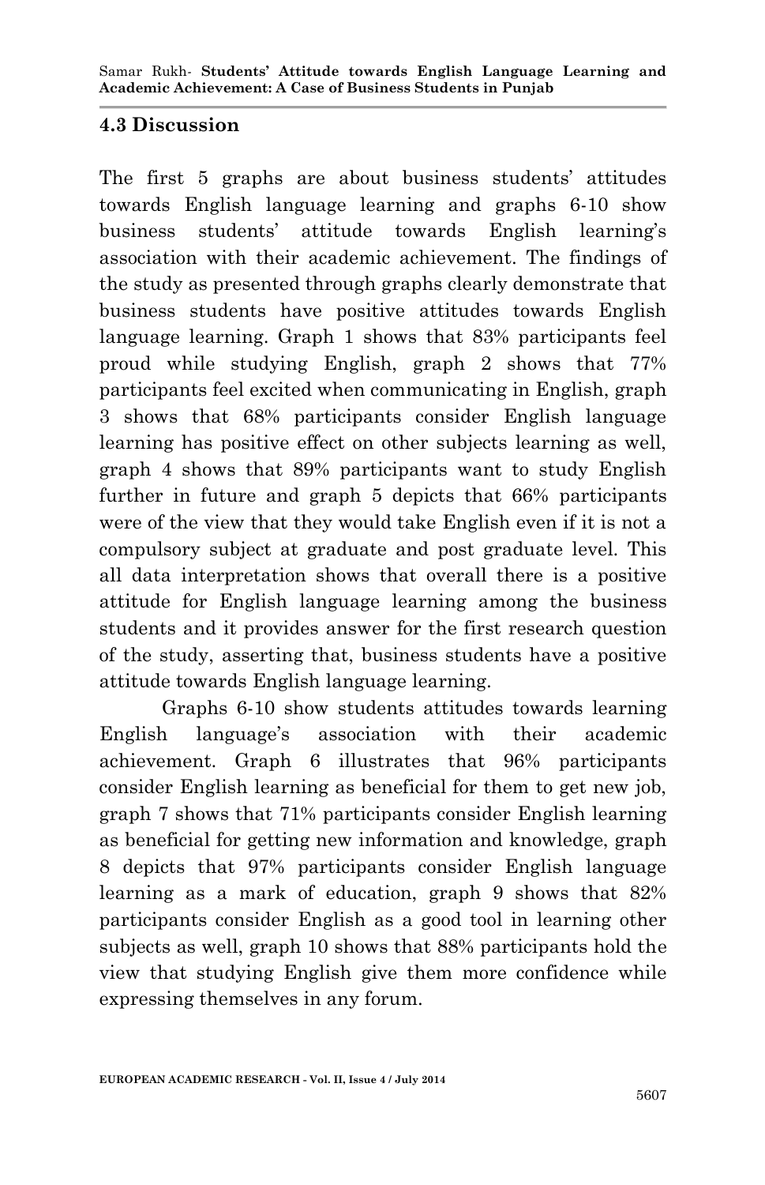### 4.3 Discussion

The first 5 graphs are about business students' attitudes towards English language learning and graphs 6-10 show business students' attitude towards English learning's association with their academic achievement. The findings of the study as presented through graphs clearly demonstrate that business students have positive attitudes towards English language learning. Graph 1 shows that 83% participants feel proud while studying English, graph 2 shows that 77% participants feel excited when communicating in English, graph 3 shows that 68% participants consider English language learning has positive effect on other subjects learning as well, graph 4 shows that 89% participants want to study English further in future and graph 5 depicts that 66% participants were of the view that they would take English even if it is not a compulsory subject at graduate and post graduate level. This all data interpretation shows that overall there is a positive attitude for English language learning among the business students and it provides answer for the first research question of the study, asserting that, business students have a positive attitude towards English language learning.

Graphs 6-10 show students attitudes towards learning English language's association with their academic achievement. Graph 6 illustrates that 96% participants consider English learning as beneficial for them to get new job, graph 7 shows that 71% participants consider English learning as beneficial for getting new information and knowledge, graph 8 depicts that 97% participants consider English language learning as a mark of education, graph 9 shows that 82% participants consider English as a good tool in learning other subjects as well, graph 10 shows that 88% participants hold the view that studying English give them more confidence while expressing themselves in any forum.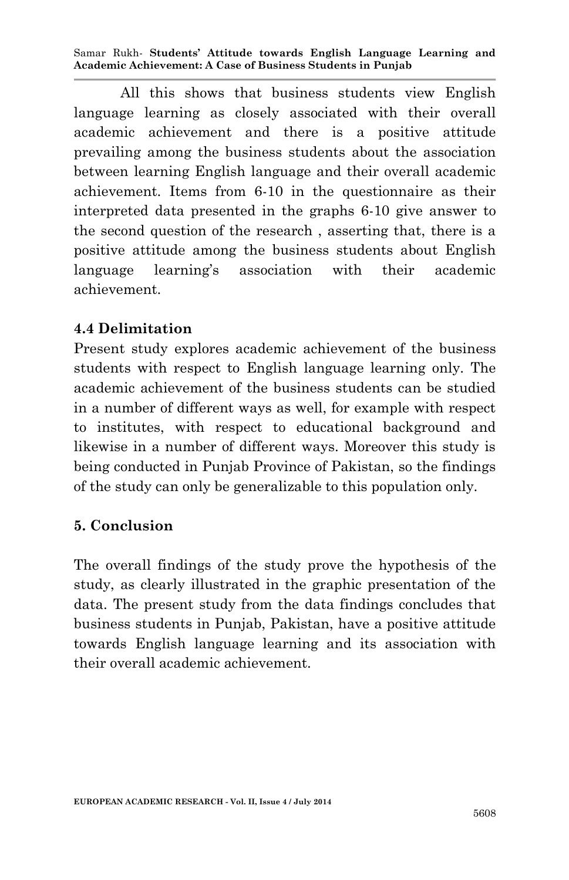All this shows that business students view English language learning as closely associated with their overall academic achievement and there is a positive attitude prevailing among the business students about the association between learning English language and their overall academic achievement. Items from 6-10 in the questionnaire as their interpreted data presented in the graphs 6-10 give answer to the second question of the research , asserting that, there is a positive attitude among the business students about English language learning's association with their academic achievement.

### 4.4 Delimitation

Present study explores academic achievement of the business students with respect to English language learning only. The academic achievement of the business students can be studied in a number of different ways as well, for example with respect to institutes, with respect to educational background and likewise in a number of different ways. Moreover this study is being conducted in Punjab Province of Pakistan, so the findings of the study can only be generalizable to this population only.

## 5. Conclusion

The overall findings of the study prove the hypothesis of the study, as clearly illustrated in the graphic presentation of the data. The present study from the data findings concludes that business students in Punjab, Pakistan, have a positive attitude towards English language learning and its association with their overall academic achievement.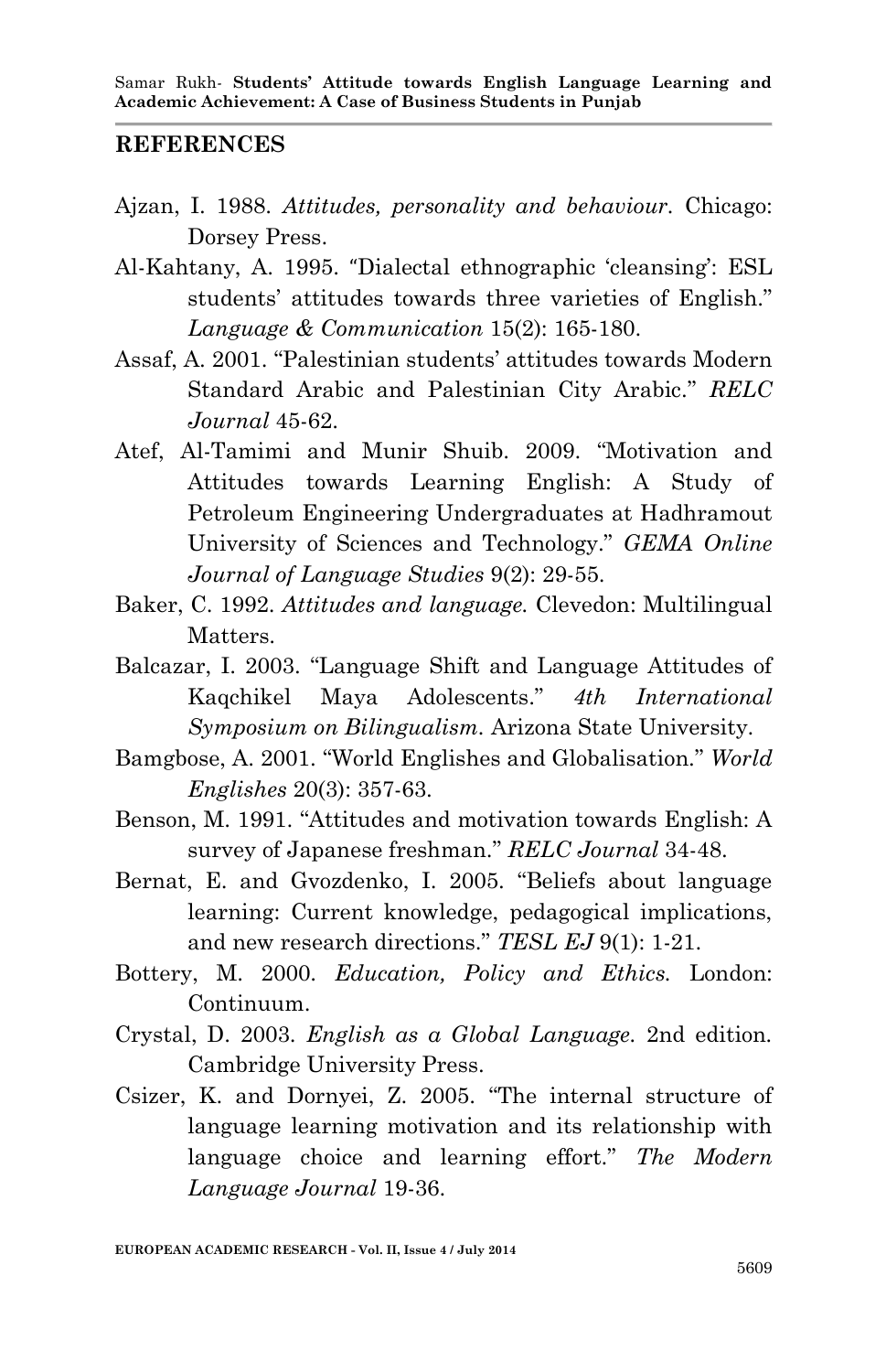## REFERENCES

Ajzan, I. 1988. *Attitudes, personality and behaviour*. Chicago: Dorsey Press.

Al-Kahtany, A. 1995. "Dialectal ethnographic 'cleansing': ESL students' attitudes towards three varieties of English." *Language & Communication* 15(2): 165-180.

Assaf, A. 2001. "Palestinian students' attitudes towards Modern Standard Arabic and Palestinian City Arabic." *RELC Journal* 45-62.

Atef, Al-Tamimi and Munir Shuib. 2009. "Motivation and Attitudes towards Learning English: A Study of Petroleum Engineering Undergraduates at Hadhramout University of Sciences and Technology." *GEMA Online Journal of Language Studies* 9(2): 29-55.

Baker, C. 1992. *Attitudes and language*. Clevedon: Multilingual Matters.

Balcazar, I. 2003. "Language Shift and Language Attitudes of Kaqchikel Maya Adolescents." *4th International Symposium on Bilingualism*. Arizona State University.

Bamgbose, A. 2001. "World Englishes and Globalisation." *World Englishes* 20(3): 357-63.

Benson, M. 1991. "Attitudes and motivation towards English: A survey of Japanese freshman." *RELC Journal* 34-48.

Bernat, E. and Gvozdenko, I. 2005. "Beliefs about language learning: Current knowledge, pedagogical implications, and new research directions." *TESL EJ* 9(1): 1-21.

Bottery, M. 2000. *Education, Policy and Ethics*. London: Continuum.

Crystal, D. 2003. *English as a Global Language*. 2nd edition. Cambridge University Press.

Csizer, K. and Dornyei, Z. 2005. "The internal structure of language learning motivation and its relationship with language choice and learning effort." *The Modern Language Journal* 19-36.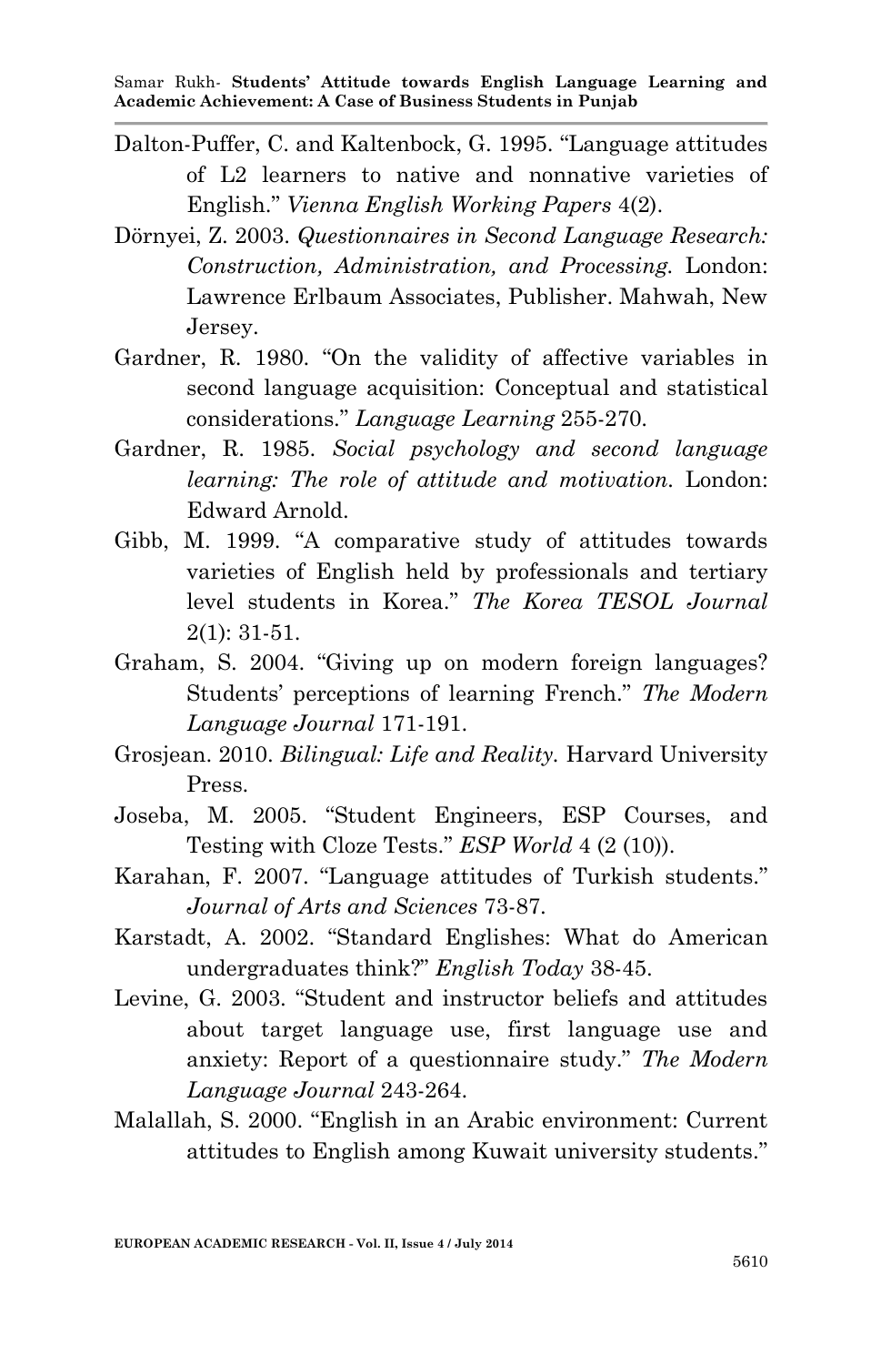Dalton-Puffer, C. and Kaltenbock, G. 1995. "Language attitudes of L2 learners to native and nonnative varieties of English." *Vienna English Working Papers* 4(2).

Dörnyei, Z. 2003. *Questionnaires in Second Language Research: Construction, Administration, and Processing.* London: Lawrence Erlbaum Associates, Publisher. Mahwah, New Jersey.

Gardner, R. 1980. "On the validity of affective variables in second language acquisition: Conceptual and statistical considerations." *Language Learning* 255-270.

Gardner, R. 1985. *Social psychology and second language learning: The role of attitude and motivation.* London: Edward Arnold.

Gibb, M. 1999. "A comparative study of attitudes towards varieties of English held by professionals and tertiary level students in Korea." *The Korea TESOL Journal* 2(1): 31-51.

Graham, S. 2004. "Giving up on modern foreign languages? Students' perceptions of learning French." *The Modern Language Journal* 171-191.

Grosjean. 2010. *Bilingual: Life and Reality.* Harvard University Press.

Joseba, M. 2005. "Student Engineers, ESP Courses, and Testing with Cloze Tests." *ESP World* 4 (2 (10)).

Karahan, F. 2007. "Language attitudes of Turkish students." *Journal of Arts and Sciences* 73-87.

Karstadt, A. 2002. "Standard Englishes: What do American undergraduates think?" *English Today* 38-45.

Levine, G. 2003. "Student and instructor beliefs and attitudes about target language use, first language use and anxiety: Report of a questionnaire study." *The Modern Language Journal* 243-264.

Malallah, S. 2000. "English in an Arabic environment: Current attitudes to English among Kuwait university students."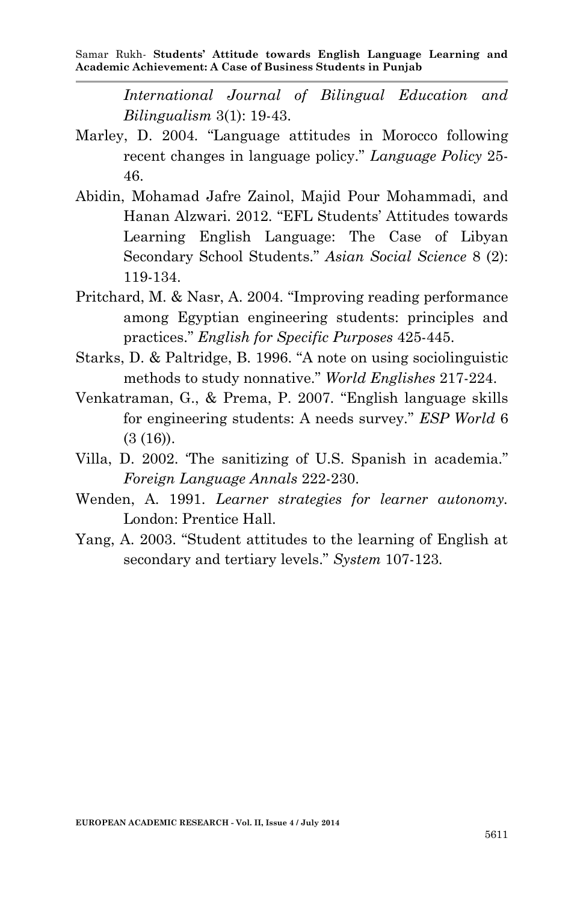*International Journal of Bilingual Education and Bilingualism* 3(1): 19-43.

Marley, D. 2004. "Language attitudes in Morocco following recent changes in language policy." *Language Policy* 25-46.

Abidin, Mohamad Jafre Zainol, Majid Pour Mohammadi, and Hanan Alzwari. 2012. "EFL Students' Attitudes towards Learning English Language: The Case of Libyan Secondary School Students." *Asian Social Science* 8 (2): 119-134.

Pritchard, M. & Nasr, A. 2004. "Improving reading performance among Egyptian engineering students: principles and practices." *English for Specific Purposes* 425-445.

Starks, D. & Paltridge, B. 1996. "A note on using sociolinguistic methods to study nonnative." *World Englishes* 217-224.

Venkatraman, G., & Prema, P. 2007. "English language skills for engineering students: A needs survey." *ESP World* 6 (3 (16)).

Villa, D. 2002. 'The sanitizing of U.S. Spanish in academia." *Foreign Language Annals* 222-230.

Wenden, A. 1991. *Learner strategies for learner autonomy.* London: Prentice Hall.

Yang, A. 2003. "Student attitudes to the learning of English at secondary and tertiary levels." *System* 107-123.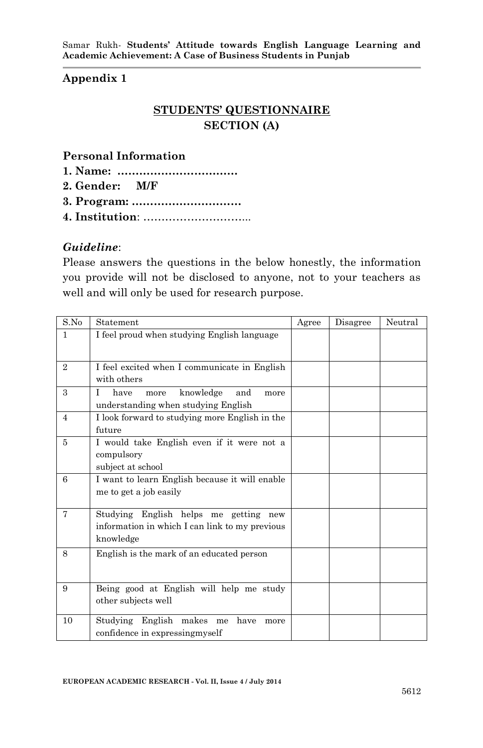## Appendix 1

### STUDENTS' QUESTIONNAIRE
### SECTION (A)

**Personal Information**

**1. Name: ……………………………**
**2. Gender: M/F**
**3. Program: …………………………**
**4. Institution**: ………………………..

***Guideline***:
Please answers the questions in the below honestly, the information you provide will not be disclosed to anyone, not to your teachers as well and will only be used for research purpose.

| S.No | Statement | Agree | Disagree | Neutral |
|---|---|---|---|---|
| 1 | I feel proud when studying English language | | | |
| 2 | I feel excited when I communicate in English with others | | | |
| 3 | I have more knowledge and more understanding when studying English | | | |
| 4 | I look forward to studying more English in the future | | | |
| 5 | I would take English even if it were not a compulsory subject at school | | | |
| 6 | I want to learn English because it will enable me to get a job easily | | | |
| 7 | Studying English helps me getting new information in which I can link to my previous knowledge | | | |
| 8 | English is the mark of an educated person | | | |
| 9 | Being good at English will help me study other subjects well | | | |
| 10 | Studying English makes me have more confidence in expressingmyself | | | |